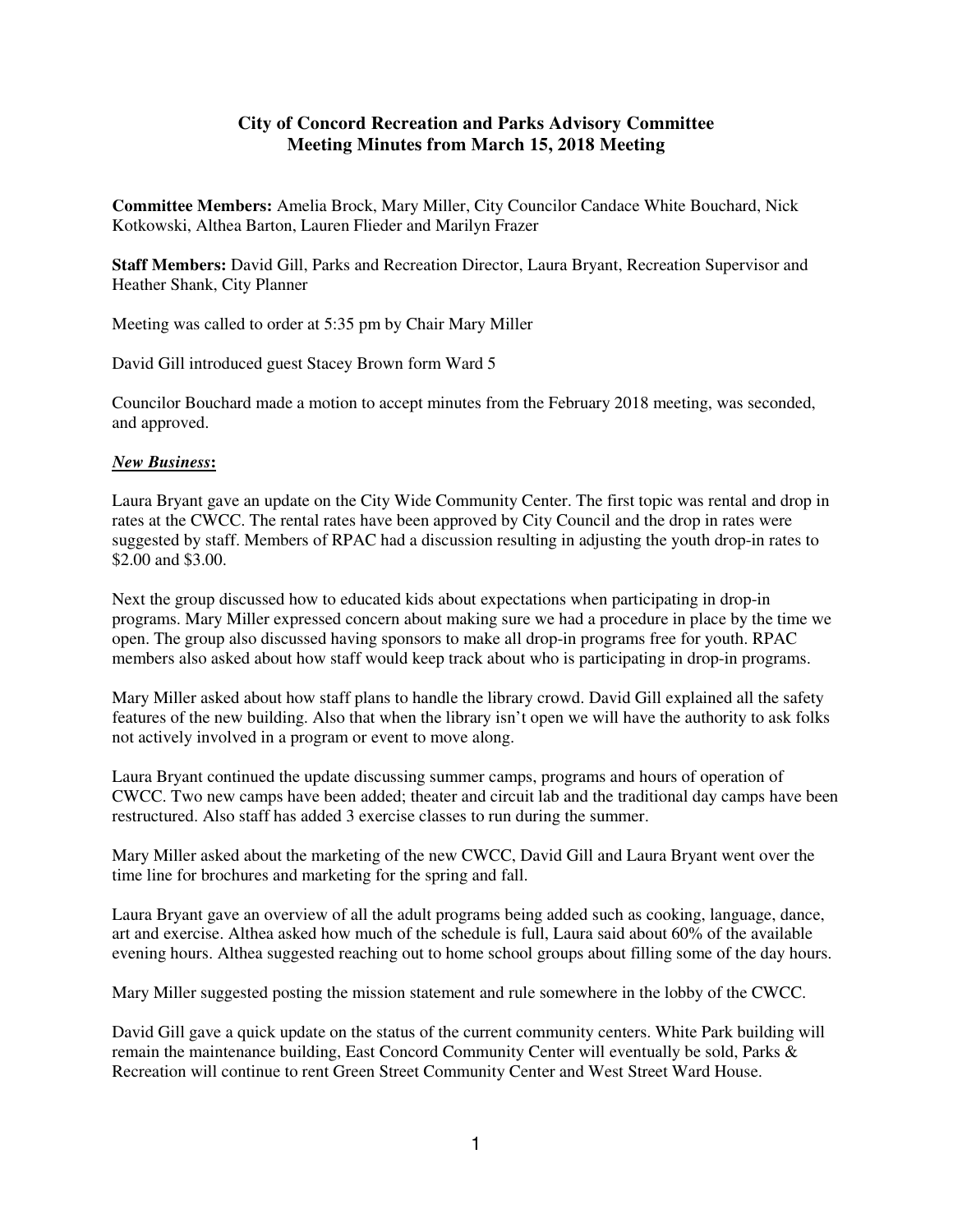# City of Concord Recreation and Parks Advisory Committee
## Meeting Minutes from March 15, 2018 Meeting

**Committee Members:** Amelia Brock, Mary Miller, City Councilor Candace White Bouchard, Nick Kotkowski, Althea Barton, Lauren Flieder and Marilyn Frazer

**Staff Members:** David Gill, Parks and Recreation Director, Laura Bryant, Recreation Supervisor and Heather Shank, City Planner

Meeting was called to order at 5:35 pm by Chair Mary Miller

David Gill introduced guest Stacey Brown form Ward 5

Councilor Bouchard made a motion to accept minutes from the February 2018 meeting, was seconded, and approved.

***New Business*:**

Laura Bryant gave an update on the City Wide Community Center. The first topic was rental and drop in rates at the CWCC. The rental rates have been approved by City Council and the drop in rates were suggested by staff. Members of RPAC had a discussion resulting in adjusting the youth drop-in rates to $2.00 and $3.00.

Next the group discussed how to educated kids about expectations when participating in drop-in programs. Mary Miller expressed concern about making sure we had a procedure in place by the time we open. The group also discussed having sponsors to make all drop-in programs free for youth. RPAC members also asked about how staff would keep track about who is participating in drop-in programs.

Mary Miller asked about how staff plans to handle the library crowd. David Gill explained all the safety features of the new building. Also that when the library isn't open we will have the authority to ask folks not actively involved in a program or event to move along.

Laura Bryant continued the update discussing summer camps, programs and hours of operation of CWCC. Two new camps have been added; theater and circuit lab and the traditional day camps have been restructured. Also staff has added 3 exercise classes to run during the summer.

Mary Miller asked about the marketing of the new CWCC, David Gill and Laura Bryant went over the time line for brochures and marketing for the spring and fall.

Laura Bryant gave an overview of all the adult programs being added such as cooking, language, dance, art and exercise. Althea asked how much of the schedule is full, Laura said about 60% of the available evening hours. Althea suggested reaching out to home school groups about filling some of the day hours.

Mary Miller suggested posting the mission statement and rule somewhere in the lobby of the CWCC.

David Gill gave a quick update on the status of the current community centers. White Park building will remain the maintenance building, East Concord Community Center will eventually be sold, Parks & Recreation will continue to rent Green Street Community Center and West Street Ward House.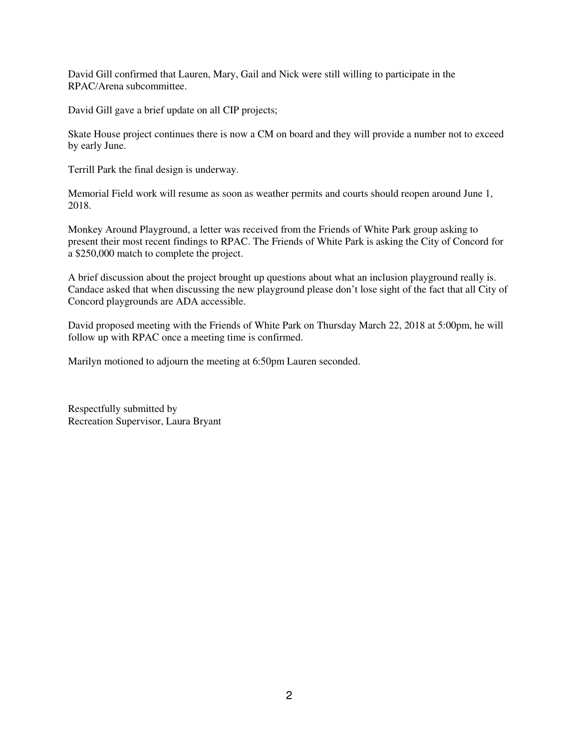David Gill confirmed that Lauren, Mary, Gail and Nick were still willing to participate in the RPAC/Arena subcommittee.

David Gill gave a brief update on all CIP projects;

Skate House project continues there is now a CM on board and they will provide a number not to exceed by early June.

Terrill Park the final design is underway.

Memorial Field work will resume as soon as weather permits and courts should reopen around June 1, 2018.

Monkey Around Playground, a letter was received from the Friends of White Park group asking to present their most recent findings to RPAC. The Friends of White Park is asking the City of Concord for a $250,000 match to complete the project.

A brief discussion about the project brought up questions about what an inclusion playground really is. Candace asked that when discussing the new playground please don't lose sight of the fact that all City of Concord playgrounds are ADA accessible.

David proposed meeting with the Friends of White Park on Thursday March 22, 2018 at 5:00pm, he will follow up with RPAC once a meeting time is confirmed.

Marilyn motioned to adjourn the meeting at 6:50pm Lauren seconded.

Respectfully submitted by
Recreation Supervisor, Laura Bryant